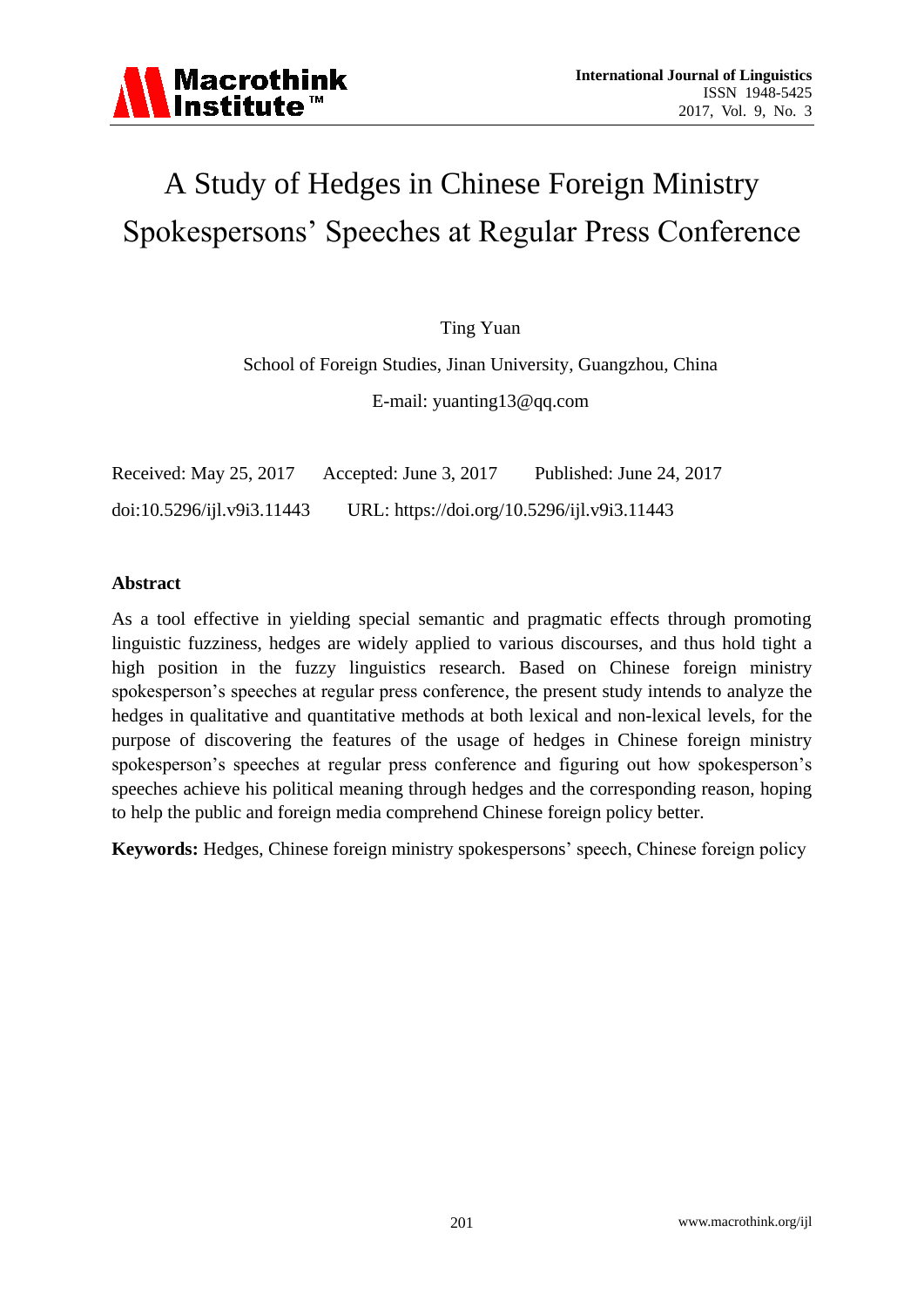# A Study of Hedges in Chinese Foreign Ministry Spokespersons' Speeches at Regular Press Conference

Ting Yuan

School of Foreign Studies, Jinan University, Guangzhou, China

E-mail: yuanting13@qq.com

Received: May 25, 2017 Accepted: June 3, 2017 Published: June 24, 2017

doi:10.5296/ijl.v9i3.11443 URL: https://doi.org/10.5296/ijl.v9i3.11443

## Abstract

As a tool effective in yielding special semantic and pragmatic effects through promoting linguistic fuzziness, hedges are widely applied to various discourses, and thus hold tight a high position in the fuzzy linguistics research. Based on Chinese foreign ministry spokesperson's speeches at regular press conference, the present study intends to analyze the hedges in qualitative and quantitative methods at both lexical and non-lexical levels, for the purpose of discovering the features of the usage of hedges in Chinese foreign ministry spokesperson's speeches at regular press conference and figuring out how spokesperson's speeches achieve his political meaning through hedges and the corresponding reason, hoping to help the public and foreign media comprehend Chinese foreign policy better.

**Keywords:** Hedges, Chinese foreign ministry spokespersons' speech, Chinese foreign policy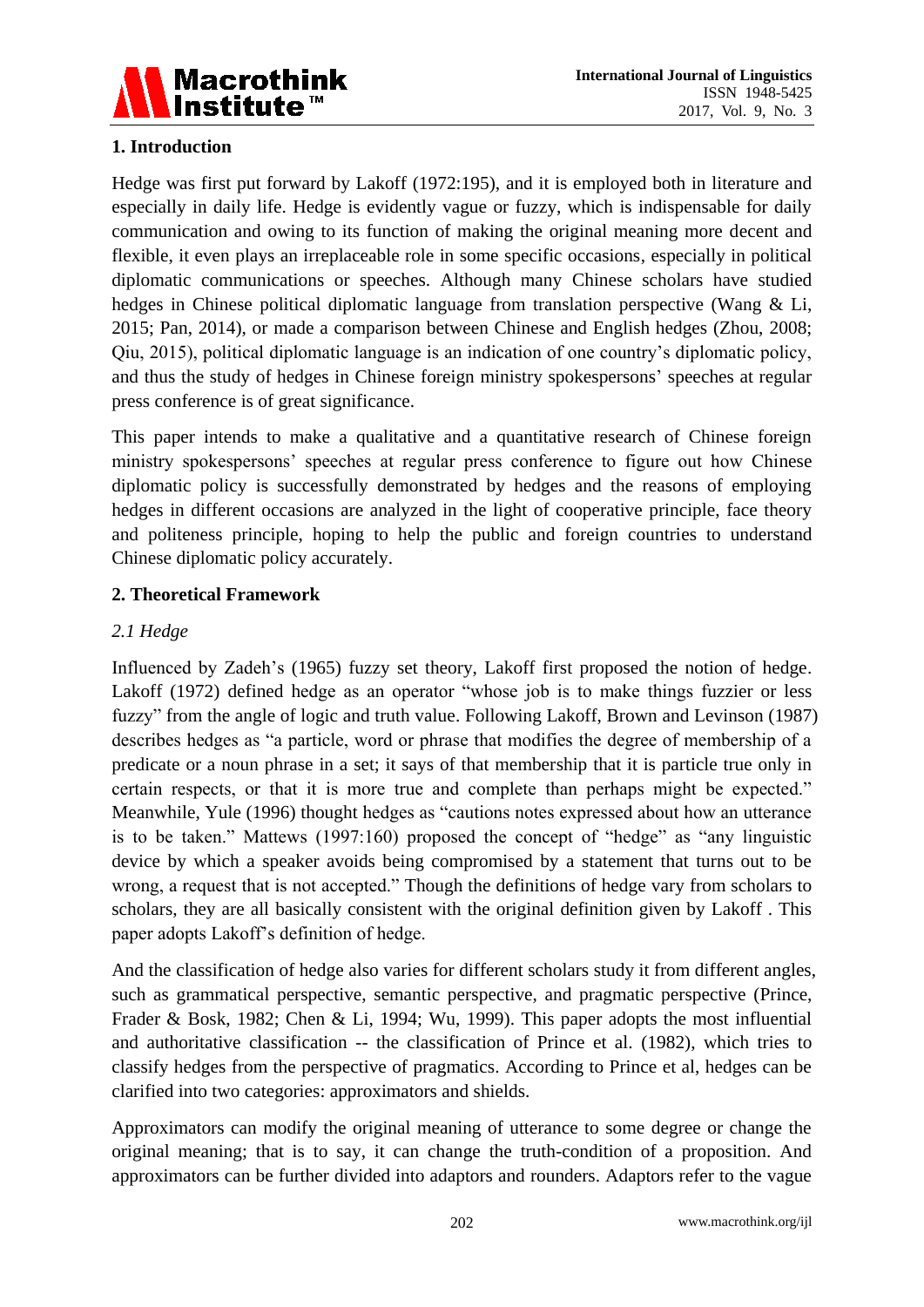## 1. Introduction

Hedge was first put forward by Lakoff (1972:195), and it is employed both in literature and especially in daily life. Hedge is evidently vague or fuzzy, which is indispensable for daily communication and owing to its function of making the original meaning more decent and flexible, it even plays an irreplaceable role in some specific occasions, especially in political diplomatic communications or speeches. Although many Chinese scholars have studied hedges in Chinese political diplomatic language from translation perspective (Wang & Li, 2015; Pan, 2014), or made a comparison between Chinese and English hedges (Zhou, 2008; Qiu, 2015), political diplomatic language is an indication of one country's diplomatic policy, and thus the study of hedges in Chinese foreign ministry spokespersons' speeches at regular press conference is of great significance.

This paper intends to make a qualitative and a quantitative research of Chinese foreign ministry spokespersons' speeches at regular press conference to figure out how Chinese diplomatic policy is successfully demonstrated by hedges and the reasons of employing hedges in different occasions are analyzed in the light of cooperative principle, face theory and politeness principle, hoping to help the public and foreign countries to understand Chinese diplomatic policy accurately.

## 2. Theoretical Framework

### *2.1 Hedge*

Influenced by Zadeh's (1965) fuzzy set theory, Lakoff first proposed the notion of hedge. Lakoff (1972) defined hedge as an operator "whose job is to make things fuzzier or less fuzzy" from the angle of logic and truth value. Following Lakoff, Brown and Levinson (1987) describes hedges as "a particle, word or phrase that modifies the degree of membership of a predicate or a noun phrase in a set; it says of that membership that it is particle true only in certain respects, or that it is more true and complete than perhaps might be expected." Meanwhile, Yule (1996) thought hedges as "cautions notes expressed about how an utterance is to be taken." Mattews (1997:160) proposed the concept of "hedge" as "any linguistic device by which a speaker avoids being compromised by a statement that turns out to be wrong, a request that is not accepted." Though the definitions of hedge vary from scholars to scholars, they are all basically consistent with the original definition given by Lakoff . This paper adopts Lakoff's definition of hedge.

And the classification of hedge also varies for different scholars study it from different angles, such as grammatical perspective, semantic perspective, and pragmatic perspective (Prince, Frader & Bosk, 1982; Chen & Li, 1994; Wu, 1999). This paper adopts the most influential and authoritative classification -- the classification of Prince et al. (1982), which tries to classify hedges from the perspective of pragmatics. According to Prince et al, hedges can be clarified into two categories: approximators and shields.

Approximators can modify the original meaning of utterance to some degree or change the original meaning; that is to say, it can change the truth-condition of a proposition. And approximators can be further divided into adaptors and rounders. Adaptors refer to the vague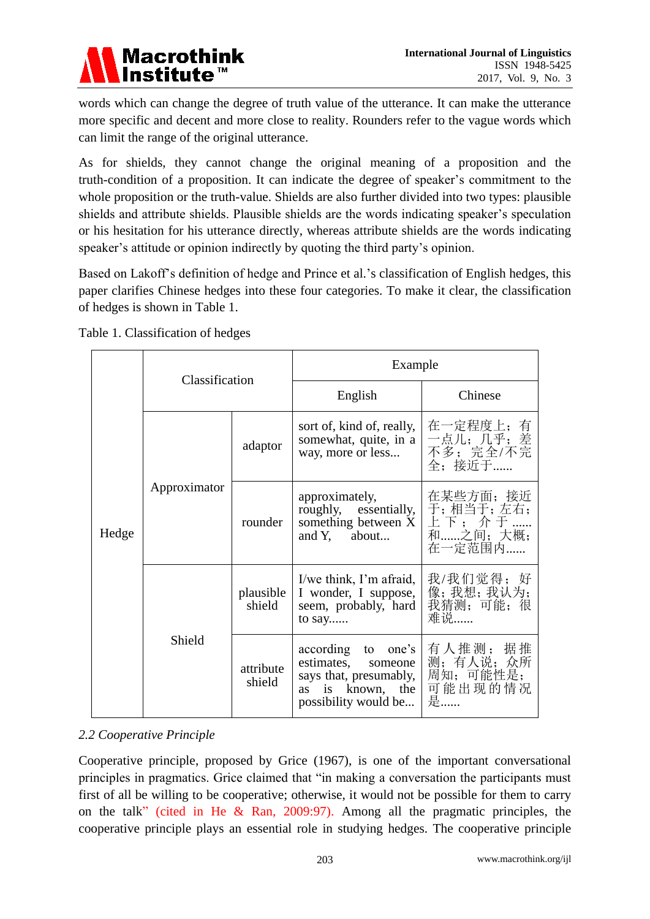words which can change the degree of truth value of the utterance. It can make the utterance more specific and decent and more close to reality. Rounders refer to the vague words which can limit the range of the original utterance.

As for shields, they cannot change the original meaning of a proposition and the truth-condition of a proposition. It can indicate the degree of speaker's commitment to the whole proposition or the truth-value. Shields are also further divided into two types: plausible shields and attribute shields. Plausible shields are the words indicating speaker's speculation or his hesitation for his utterance directly, whereas attribute shields are the words indicating speaker's attitude or opinion indirectly by quoting the third party's opinion.

Based on Lakoff's definition of hedge and Prince et al.'s classification of English hedges, this paper clarifies Chinese hedges into these four categories. To make it clear, the classification of hedges is shown in Table 1.

Table 1. Classification of hedges

| | Classification | | Example | |
|---|---|---|---|---|
| | | | English | Chinese |
| Hedge | Approximator | adaptor | sort of, kind of, really, somewhat, quite, in a way, more or less... | 在一定程度上；有一点儿；几乎；差不多；完全/不完全；接近于...... |
| | | rounder | approximately, roughly, essentially, something between X and Y, about... | 在某些方面；接近于；相当于；左右；上下；介于......和......之间；大概；在一定范围内...... |
| | Shield | plausible shield | I/we think, I'm afraid, I wonder, I suppose, seem, probably, hard to say...... | 我/我们觉得；好像；我想；我认为；我猜测；可能；很难说...... |
| | | attribute shield | according to one's estimates, someone says that, presumably, as is known, the possibility would be... | 有人推测；据推测；有人说；众所周知；可能性是；可能出现的情况是...... |

*2.2 Cooperative Principle*

Cooperative principle, proposed by Grice (1967), is one of the important conversational principles in pragmatics. Grice claimed that "in making a conversation the participants must first of all be willing to be cooperative; otherwise, it would not be possible for them to carry on the talk" (cited in He & Ran, 2009:97). Among all the pragmatic principles, the cooperative principle plays an essential role in studying hedges. The cooperative principle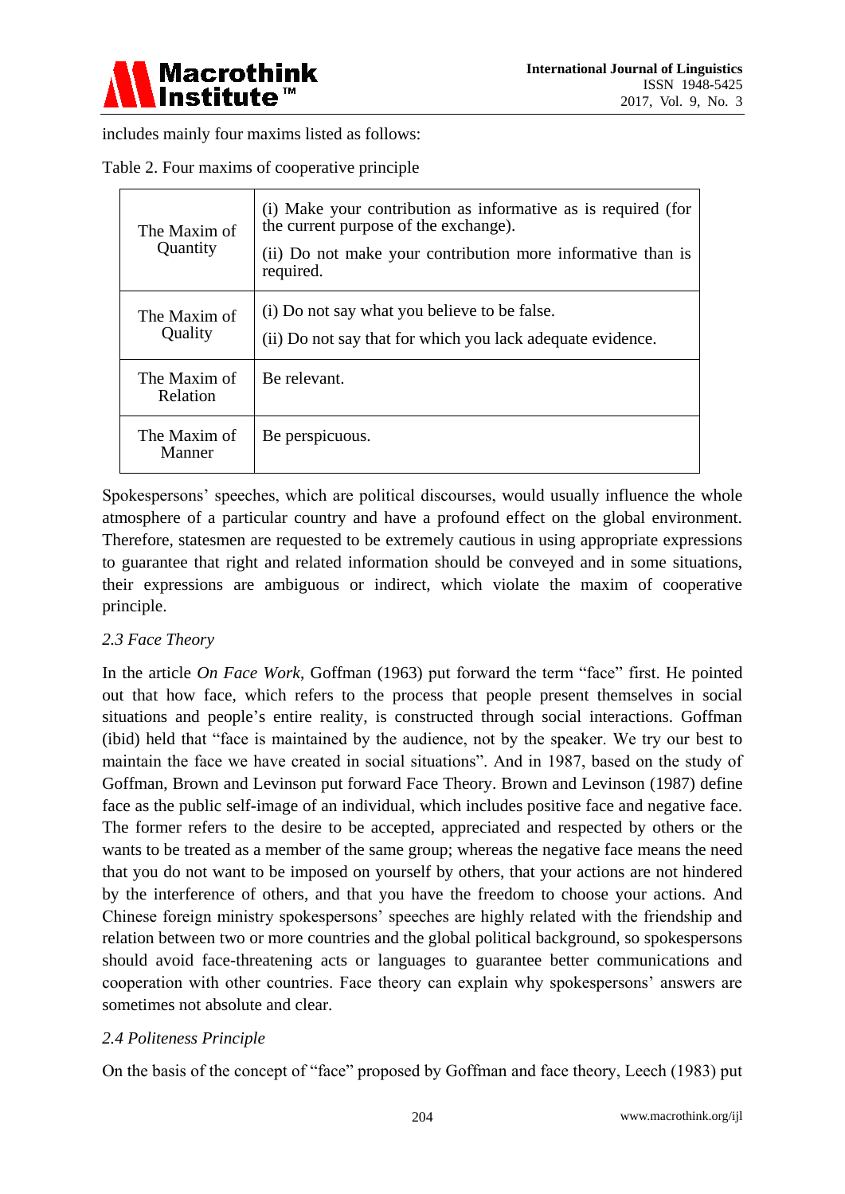includes mainly four maxims listed as follows:

Table 2. Four maxims of cooperative principle

| | |
|---|---|
| The Maxim of Quantity | (i) Make your contribution as informative as is required (for the current purpose of the exchange).<br>(ii) Do not make your contribution more informative than is required. |
| The Maxim of Quality | (i) Do not say what you believe to be false.<br>(ii) Do not say that for which you lack adequate evidence. |
| The Maxim of Relation | Be relevant. |
| The Maxim of Manner | Be perspicuous. |

Spokespersons' speeches, which are political discourses, would usually influence the whole atmosphere of a particular country and have a profound effect on the global environment. Therefore, statesmen are requested to be extremely cautious in using appropriate expressions to guarantee that right and related information should be conveyed and in some situations, their expressions are ambiguous or indirect, which violate the maxim of cooperative principle.

### *2.3 Face Theory*

In the article *On Face Work*, Goffman (1963) put forward the term "face" first. He pointed out that how face, which refers to the process that people present themselves in social situations and people's entire reality, is constructed through social interactions. Goffman (ibid) held that "face is maintained by the audience, not by the speaker. We try our best to maintain the face we have created in social situations". And in 1987, based on the study of Goffman, Brown and Levinson put forward Face Theory. Brown and Levinson (1987) define face as the public self-image of an individual, which includes positive face and negative face. The former refers to the desire to be accepted, appreciated and respected by others or the wants to be treated as a member of the same group; whereas the negative face means the need that you do not want to be imposed on yourself by others, that your actions are not hindered by the interference of others, and that you have the freedom to choose your actions. And Chinese foreign ministry spokespersons' speeches are highly related with the friendship and relation between two or more countries and the global political background, so spokespersons should avoid face-threatening acts or languages to guarantee better communications and cooperation with other countries. Face theory can explain why spokespersons' answers are sometimes not absolute and clear.

### *2.4 Politeness Principle*

On the basis of the concept of "face" proposed by Goffman and face theory, Leech (1983) put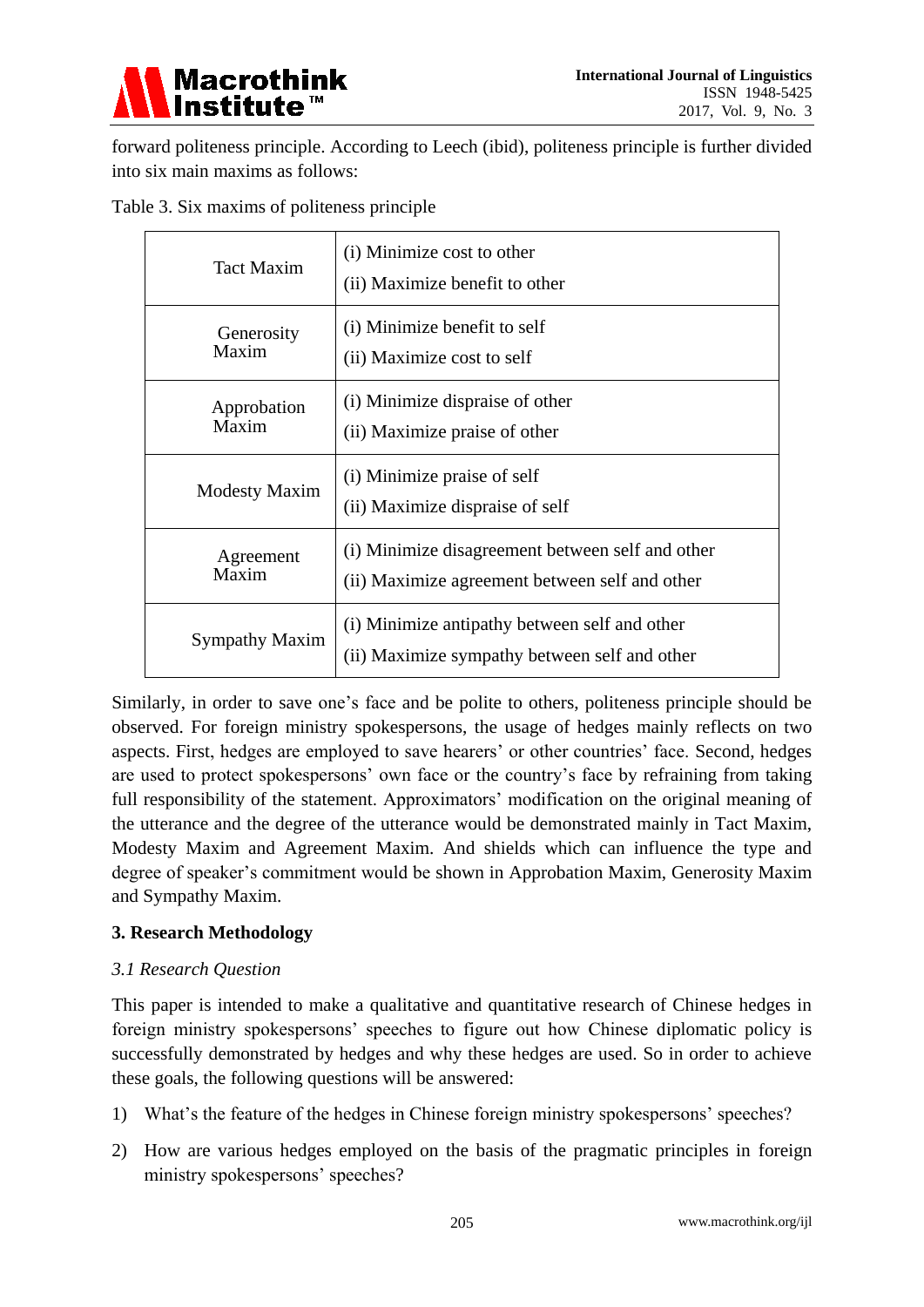forward politeness principle. According to Leech (ibid), politeness principle is further divided into six main maxims as follows:

Table 3. Six maxims of politeness principle

| Maxim | Description |
|---|---|
| Tact Maxim | (i) Minimize cost to other<br>(ii) Maximize benefit to other |
| Generosity Maxim | (i) Minimize benefit to self<br>(ii) Maximize cost to self |
| Approbation Maxim | (i) Minimize dispraise of other<br>(ii) Maximize praise of other |
| Modesty Maxim | (i) Minimize praise of self<br>(ii) Maximize dispraise of self |
| Agreement Maxim | (i) Minimize disagreement between self and other<br>(ii) Maximize agreement between self and other |
| Sympathy Maxim | (i) Minimize antipathy between self and other<br>(ii) Maximize sympathy between self and other |

Similarly, in order to save one's face and be polite to others, politeness principle should be observed. For foreign ministry spokespersons, the usage of hedges mainly reflects on two aspects. First, hedges are employed to save hearers' or other countries' face. Second, hedges are used to protect spokespersons' own face or the country's face by refraining from taking full responsibility of the statement. Approximators' modification on the original meaning of the utterance and the degree of the utterance would be demonstrated mainly in Tact Maxim, Modesty Maxim and Agreement Maxim. And shields which can influence the type and degree of speaker's commitment would be shown in Approbation Maxim, Generosity Maxim and Sympathy Maxim.

## 3. Research Methodology

### *3.1 Research Question*

This paper is intended to make a qualitative and quantitative research of Chinese hedges in foreign ministry spokespersons' speeches to figure out how Chinese diplomatic policy is successfully demonstrated by hedges and why these hedges are used. So in order to achieve these goals, the following questions will be answered:

1) What's the feature of the hedges in Chinese foreign ministry spokespersons' speeches?

2) How are various hedges employed on the basis of the pragmatic principles in foreign ministry spokespersons' speeches?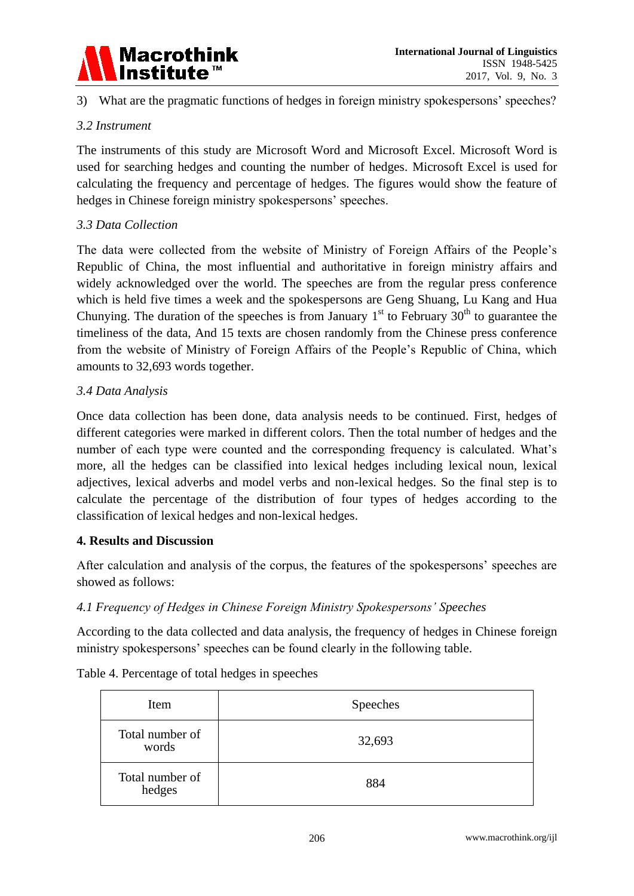3) What are the pragmatic functions of hedges in foreign ministry spokespersons' speeches?

### *3.2 Instrument*

The instruments of this study are Microsoft Word and Microsoft Excel. Microsoft Word is used for searching hedges and counting the number of hedges. Microsoft Excel is used for calculating the frequency and percentage of hedges. The figures would show the feature of hedges in Chinese foreign ministry spokespersons' speeches.

### *3.3 Data Collection*

The data were collected from the website of Ministry of Foreign Affairs of the People's Republic of China, the most influential and authoritative in foreign ministry affairs and widely acknowledged over the world. The speeches are from the regular press conference which is held five times a week and the spokespersons are Geng Shuang, Lu Kang and Hua Chunying. The duration of the speeches is from January 1st to February 30th to guarantee the timeliness of the data, And 15 texts are chosen randomly from the Chinese press conference from the website of Ministry of Foreign Affairs of the People's Republic of China, which amounts to 32,693 words together.

### *3.4 Data Analysis*

Once data collection has been done, data analysis needs to be continued. First, hedges of different categories were marked in different colors. Then the total number of hedges and the number of each type were counted and the corresponding frequency is calculated. What's more, all the hedges can be classified into lexical hedges including lexical noun, lexical adjectives, lexical adverbs and model verbs and non-lexical hedges. So the final step is to calculate the percentage of the distribution of four types of hedges according to the classification of lexical hedges and non-lexical hedges.

## 4. Results and Discussion

After calculation and analysis of the corpus, the features of the spokespersons' speeches are showed as follows:

### *4.1 Frequency of Hedges in Chinese Foreign Ministry Spokespersons' Speeches*

According to the data collected and data analysis, the frequency of hedges in Chinese foreign ministry spokespersons' speeches can be found clearly in the following table.

Table 4. Percentage of total hedges in speeches

| Item | Speeches |
|---|---|
| Total number of words | 32,693 |
| Total number of hedges | 884 |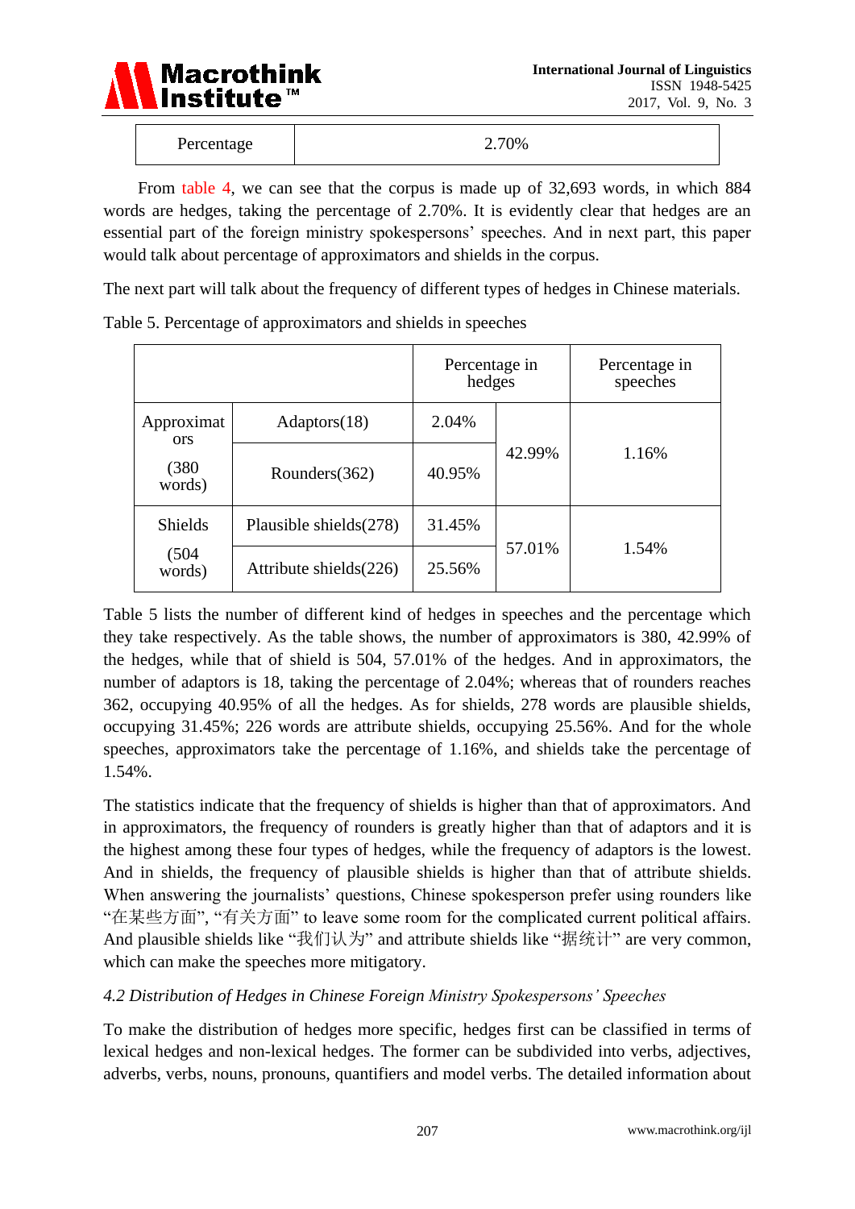| Percentage | 2.70% |
|---|---|

From table 4, we can see that the corpus is made up of 32,693 words, in which 884 words are hedges, taking the percentage of 2.70%. It is evidently clear that hedges are an essential part of the foreign ministry spokespersons' speeches. And in next part, this paper would talk about percentage of approximators and shields in the corpus.

The next part will talk about the frequency of different types of hedges in Chinese materials.

Table 5. Percentage of approximators and shields in speeches

| | | Percentage in hedges | | Percentage in speeches |
|---|---|---|---|---|
| Approximators (380 words) | Adaptors(18) | 2.04% | 42.99% | 1.16% |
| | Rounders(362) | 40.95% | | |
| Shields (504 words) | Plausible shields(278) | 31.45% | 57.01% | 1.54% |
| | Attribute shields(226) | 25.56% | | |

Table 5 lists the number of different kind of hedges in speeches and the percentage which they take respectively. As the table shows, the number of approximators is 380, 42.99% of the hedges, while that of shield is 504, 57.01% of the hedges. And in approximators, the number of adaptors is 18, taking the percentage of 2.04%; whereas that of rounders reaches 362, occupying 40.95% of all the hedges. As for shields, 278 words are plausible shields, occupying 31.45%; 226 words are attribute shields, occupying 25.56%. And for the whole speeches, approximators take the percentage of 1.16%, and shields take the percentage of 1.54%.

The statistics indicate that the frequency of shields is higher than that of approximators. And in approximators, the frequency of rounders is greatly higher than that of adaptors and it is the highest among these four types of hedges, while the frequency of adaptors is the lowest. And in shields, the frequency of plausible shields is higher than that of attribute shields. When answering the journalists' questions, Chinese spokesperson prefer using rounders like "在某些方面", "有关方面" to leave some room for the complicated current political affairs. And plausible shields like "我们认为" and attribute shields like "据统计" are very common, which can make the speeches more mitigatory.

*4.2 Distribution of Hedges in Chinese Foreign Ministry Spokespersons' Speeches*

To make the distribution of hedges more specific, hedges first can be classified in terms of lexical hedges and non-lexical hedges. The former can be subdivided into verbs, adjectives, adverbs, verbs, nouns, pronouns, quantifiers and model verbs. The detailed information about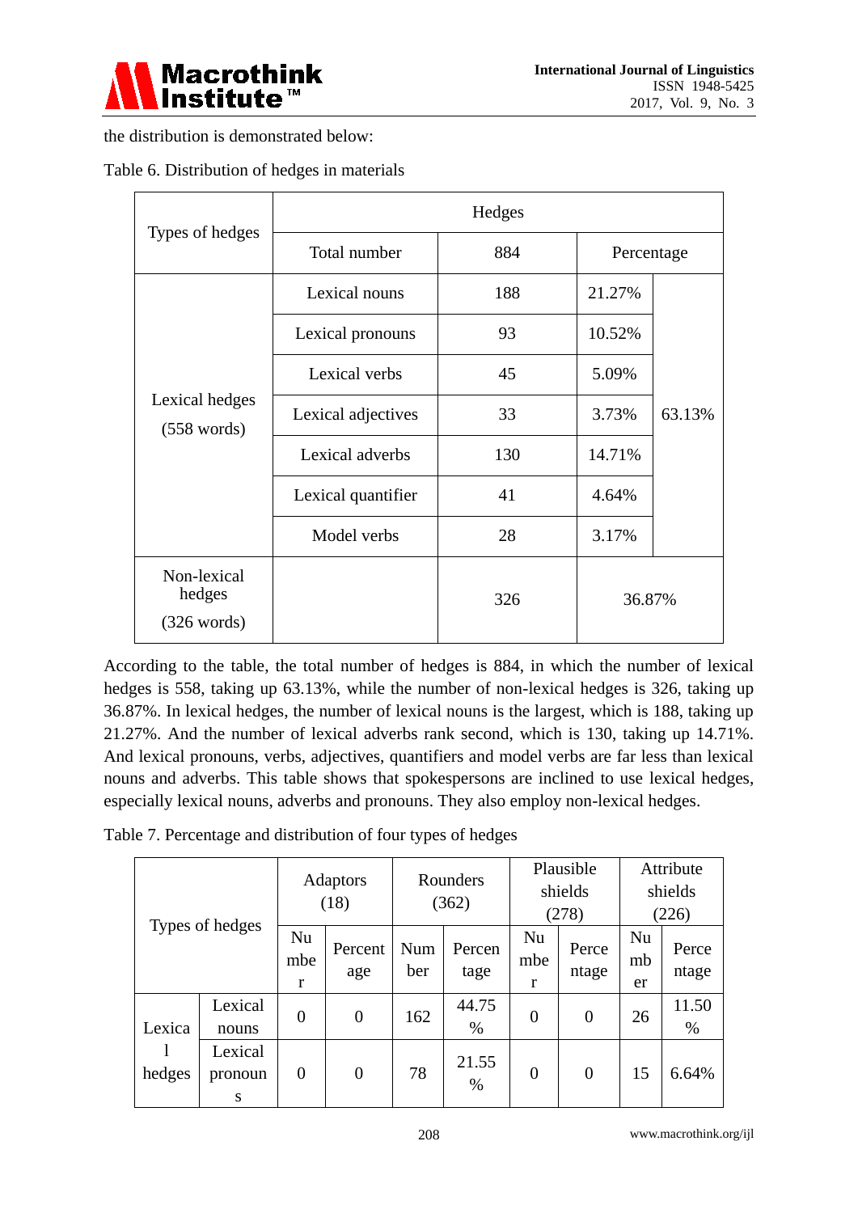the distribution is demonstrated below:

Table 6. Distribution of hedges in materials

| Types of hedges | Hedges | | | |
|---|---|---|---|---|
| | Total number | 884 | Percentage | |
| Lexical hedges (558 words) | Lexical nouns | 188 | 21.27% | 63.13% |
| | Lexical pronouns | 93 | 10.52% | |
| | Lexical verbs | 45 | 5.09% | |
| | Lexical adjectives | 33 | 3.73% | |
| | Lexical adverbs | 130 | 14.71% | |
| | Lexical quantifier | 41 | 4.64% | |
| | Model verbs | 28 | 3.17% | |
| Non-lexical hedges (326 words) | | 326 | 36.87% | |

According to the table, the total number of hedges is 884, in which the number of lexical hedges is 558, taking up 63.13%, while the number of non-lexical hedges is 326, taking up 36.87%. In lexical hedges, the number of lexical nouns is the largest, which is 188, taking up 21.27%. And the number of lexical adverbs rank second, which is 130, taking up 14.71%. And lexical pronouns, verbs, adjectives, quantifiers and model verbs are far less than lexical nouns and adverbs. This table shows that spokespersons are inclined to use lexical hedges, especially lexical nouns, adverbs and pronouns. They also employ non-lexical hedges.

Table 7. Percentage and distribution of four types of hedges

| Types of hedges | | Adaptors (18) | | Rounders (362) | | Plausible shields (278) | | Attribute shields (226) | |
|---|---|---|---|---|---|---|---|---|---|
| | | Number | Percentage | Number | Percentage | Number | Percentage | Number | Percentage |
| Lexical hedges | Lexical nouns | 0 | 0 | 162 | 44.75 % | 0 | 0 | 26 | 11.50 % |
| | Lexical pronouns | 0 | 0 | 78 | 21.55 % | 0 | 0 | 15 | 6.64% |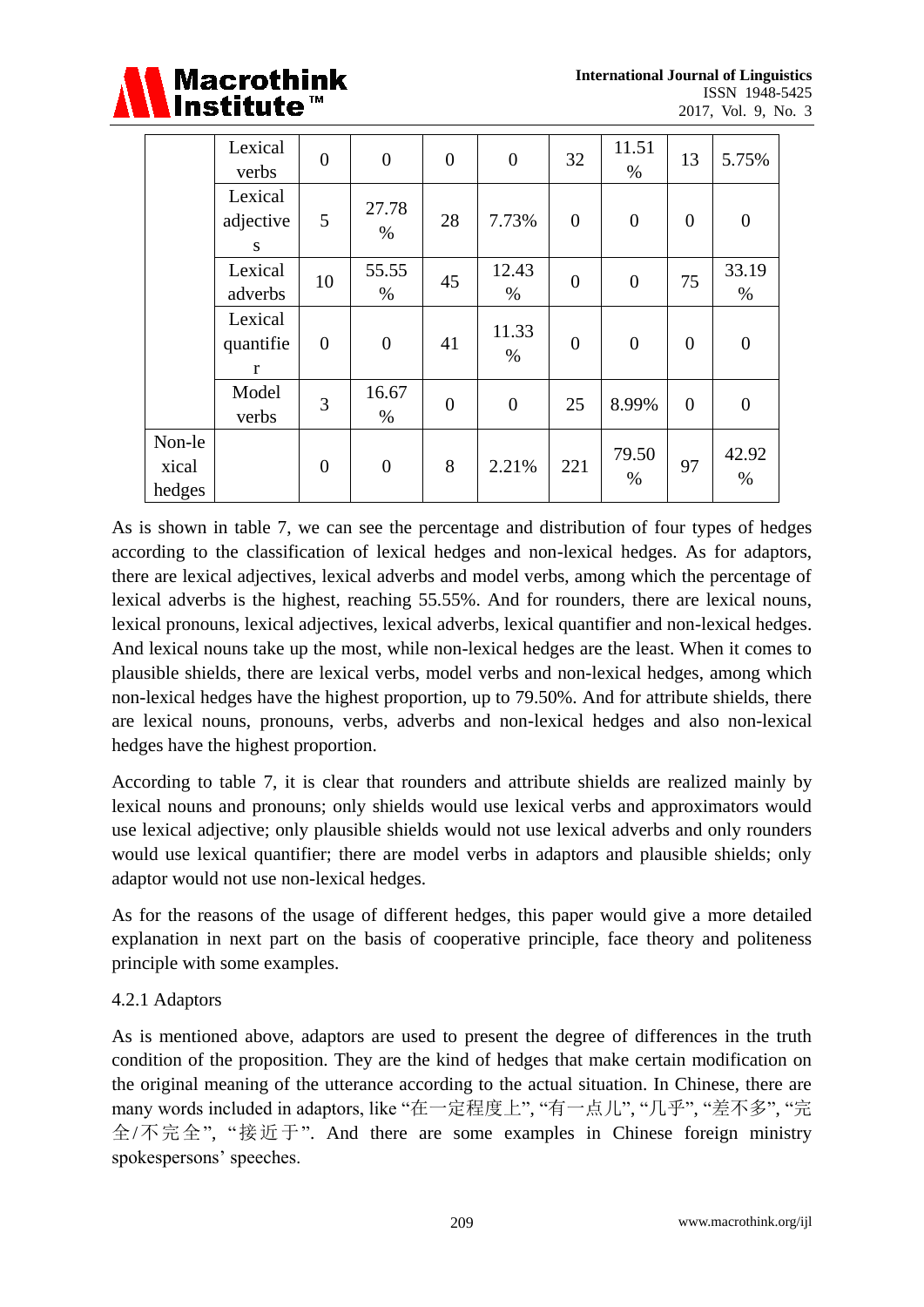| | | | | | | | | | |
|---|---|---|---|---|---|---|---|---|---|
| | Lexical verbs | 0 | 0 | 0 | 0 | 32 | 11.51 % | 13 | 5.75% |
| | Lexical adjectives | 5 | 27.78 % | 28 | 7.73% | 0 | 0 | 0 | 0 |
| | Lexical adverbs | 10 | 55.55 % | 45 | 12.43 % | 0 | 0 | 75 | 33.19 % |
| | Lexical quantifier | 0 | 0 | 41 | 11.33 % | 0 | 0 | 0 | 0 |
| | Model verbs | 3 | 16.67 % | 0 | 0 | 25 | 8.99% | 0 | 0 |
| Non-lexical hedges | | 0 | 0 | 8 | 2.21% | 221 | 79.50 % | 97 | 42.92 % |

As is shown in table 7, we can see the percentage and distribution of four types of hedges according to the classification of lexical hedges and non-lexical hedges. As for adaptors, there are lexical adjectives, lexical adverbs and model verbs, among which the percentage of lexical adverbs is the highest, reaching 55.55%. And for rounders, there are lexical nouns, lexical pronouns, lexical adjectives, lexical adverbs, lexical quantifier and non-lexical hedges. And lexical nouns take up the most, while non-lexical hedges are the least. When it comes to plausible shields, there are lexical verbs, model verbs and non-lexical hedges, among which non-lexical hedges have the highest proportion, up to 79.50%. And for attribute shields, there are lexical nouns, pronouns, verbs, adverbs and non-lexical hedges and also non-lexical hedges have the highest proportion.

According to table 7, it is clear that rounders and attribute shields are realized mainly by lexical nouns and pronouns; only shields would use lexical verbs and approximators would use lexical adjective; only plausible shields would not use lexical adverbs and only rounders would use lexical quantifier; there are model verbs in adaptors and plausible shields; only adaptor would not use non-lexical hedges.

As for the reasons of the usage of different hedges, this paper would give a more detailed explanation in next part on the basis of cooperative principle, face theory and politeness principle with some examples.

4.2.1 Adaptors

As is mentioned above, adaptors are used to present the degree of differences in the truth condition of the proposition. They are the kind of hedges that make certain modification on the original meaning of the utterance according to the actual situation. In Chinese, there are many words included in adaptors, like "在一定程度上", "有一点儿", "几乎", "差不多", "完全/不完全", "接近于". And there are some examples in Chinese foreign ministry spokespersons' speeches.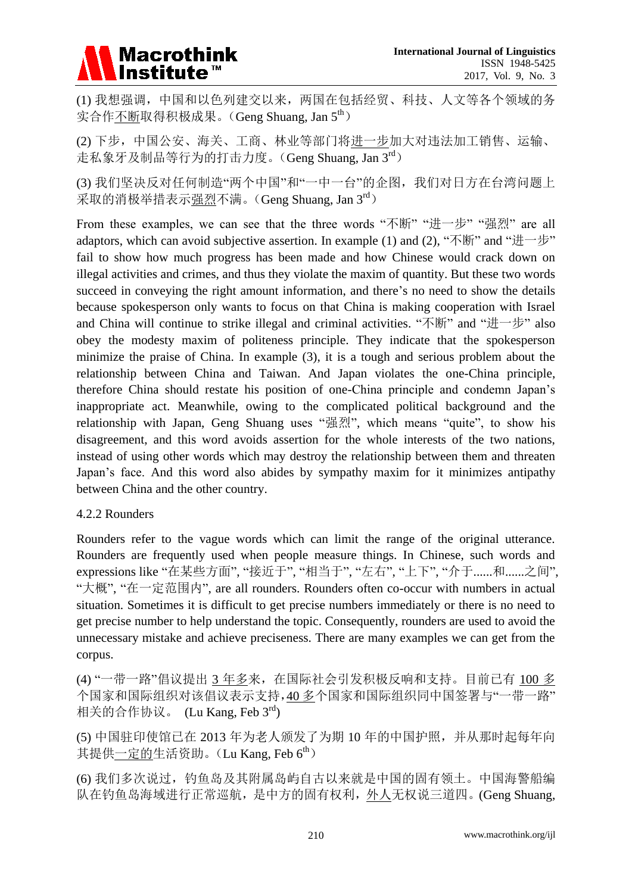(1) 我想强调，中国和以色列建交以来，两国在包括经贸、科技、人文等各个领域的务实合作不断取得积极成果。（Geng Shuang, Jan 5th）

(2) 下步，中国公安、海关、工商、林业等部门将进一步加大对违法加工销售、运输、走私象牙及制品等行为的打击力度。（Geng Shuang, Jan 3rd）

(3) 我们坚决反对任何制造"两个中国"和"一中一台"的企图，我们对日方在台湾问题上采取的消极举措表示强烈不满。（Geng Shuang, Jan 3rd）

From these examples, we can see that the three words "不断" "进一步" "强烈" are all adaptors, which can avoid subjective assertion. In example (1) and (2), "不断" and "进一步" fail to show how much progress has been made and how Chinese would crack down on illegal activities and crimes, and thus they violate the maxim of quantity. But these two words succeed in conveying the right amount information, and there's no need to show the details because spokesperson only wants to focus on that China is making cooperation with Israel and China will continue to strike illegal and criminal activities. "不断" and "进一步" also obey the modesty maxim of politeness principle. They indicate that the spokesperson minimize the praise of China. In example (3), it is a tough and serious problem about the relationship between China and Taiwan. And Japan violates the one-China principle, therefore China should restate his position of one-China principle and condemn Japan's inappropriate act. Meanwhile, owing to the complicated political background and the relationship with Japan, Geng Shuang uses "强烈", which means "quite", to show his disagreement, and this word avoids assertion for the whole interests of the two nations, instead of using other words which may destroy the relationship between them and threaten Japan's face. And this word also abides by sympathy maxim for it minimizes antipathy between China and the other country.

#### 4.2.2 Rounders

Rounders refer to the vague words which can limit the range of the original utterance. Rounders are frequently used when people measure things. In Chinese, such words and expressions like "在某些方面", "接近于", "相当于", "左右", "上下", "介于......和......之间", "大概", "在一定范围内", are all rounders. Rounders often co-occur with numbers in actual situation. Sometimes it is difficult to get precise numbers immediately or there is no need to get precise number to help understand the topic. Consequently, rounders are used to avoid the unnecessary mistake and achieve preciseness. There are many examples we can get from the corpus.

(4) "一带一路"倡议提出 3 年多来，在国际社会引发积极反响和支持。目前已有 100 多个国家和国际组织对该倡议表示支持，40 多个国家和国际组织同中国签署与"一带一路"相关的合作协议。 (Lu Kang, Feb 3rd)

(5) 中国驻印使馆已在 2013 年为老人颁发了为期 10 年的中国护照，并从那时起每年向其提供一定的生活资助。（Lu Kang, Feb 6th）

(6) 我们多次说过，钓鱼岛及其附属岛屿自古以来就是中国的固有领土。中国海警船编队在钓鱼岛海域进行正常巡航，是中方的固有权利，外人无权说三道四。(Geng Shuang,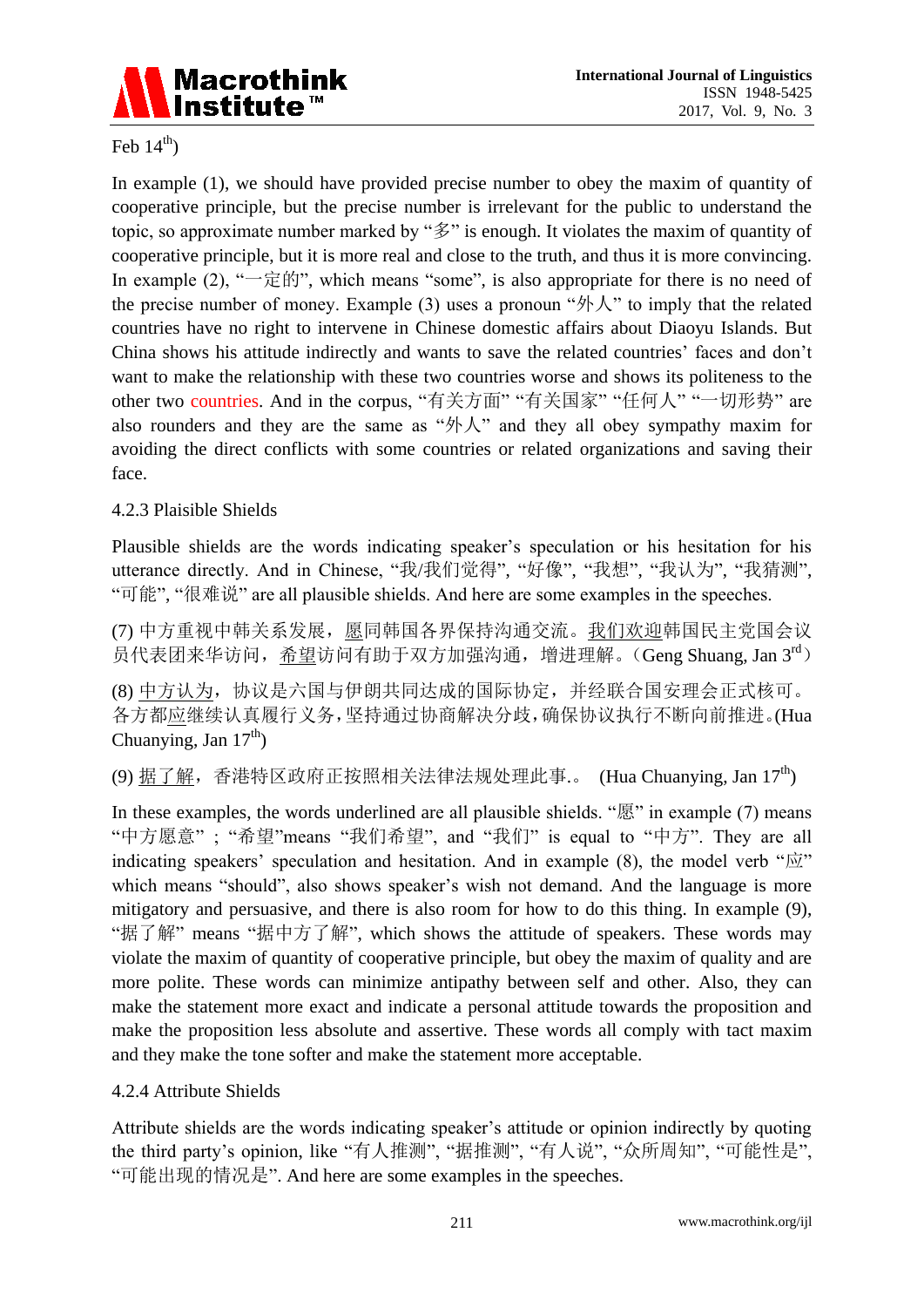Feb 14th)

In example (1), we should have provided precise number to obey the maxim of quantity of cooperative principle, but the precise number is irrelevant for the public to understand the topic, so approximate number marked by “多” is enough. It violates the maxim of quantity of cooperative principle, but it is more real and close to the truth, and thus it is more convincing. In example (2), “一定的”, which means “some”, is also appropriate for there is no need of the precise number of money. Example (3) uses a pronoun “外人” to imply that the related countries have no right to intervene in Chinese domestic affairs about Diaoyu Islands. But China shows his attitude indirectly and wants to save the related countries’ faces and don’t want to make the relationship with these two countries worse and shows its politeness to the other two countries. And in the corpus, “有关方面” “有关国家” “任何人” “一切形势” are also rounders and they are the same as “外人” and they all obey sympathy maxim for avoiding the direct conflicts with some countries or related organizations and saving their face.

#### 4.2.3 Plaisible Shields

Plausible shields are the words indicating speaker’s speculation or his hesitation for his utterance directly. And in Chinese, “我/我们觉得”, “好像”, “我想”, “我认为”, “我猜测”, “可能”, “很难说” are all plausible shields. And here are some examples in the speeches.

(7) 中方重视中韩关系发展，愿同韩国各界保持沟通交流。我们欢迎韩国民主党国会议员代表团来华访问，希望访问有助于双方加强沟通，增进理解。（Geng Shuang, Jan 3rd）

(8) 中方认为，协议是六国与伊朗共同达成的国际协定，并经联合国安理会正式核可。各方都应继续认真履行义务，坚持通过协商解决分歧，确保协议执行不断向前推进。(Hua Chuanying, Jan 17th)

(9) 据了解，香港特区政府正按照相关法律法规处理此事.。 (Hua Chuanying, Jan 17th)

In these examples, the words underlined are all plausible shields. “愿” in example (7) means “中方愿意”；“希望”means “我们希望”, and “我们” is equal to “中方”. They are all indicating speakers’ speculation and hesitation. And in example (8), the model verb “应” which means “should”, also shows speaker’s wish not demand. And the language is more mitigatory and persuasive, and there is also room for how to do this thing. In example (9), “据了解” means “据中方了解”, which shows the attitude of speakers. These words may violate the maxim of quantity of cooperative principle, but obey the maxim of quality and are more polite. These words can minimize antipathy between self and other. Also, they can make the statement more exact and indicate a personal attitude towards the proposition and make the proposition less absolute and assertive. These words all comply with tact maxim and they make the tone softer and make the statement more acceptable.

#### 4.2.4 Attribute Shields

Attribute shields are the words indicating speaker’s attitude or opinion indirectly by quoting the third party’s opinion, like “有人推测”, “据推测”, “有人说”, “众所周知”, “可能性是”, “可能出现的情况是”. And here are some examples in the speeches.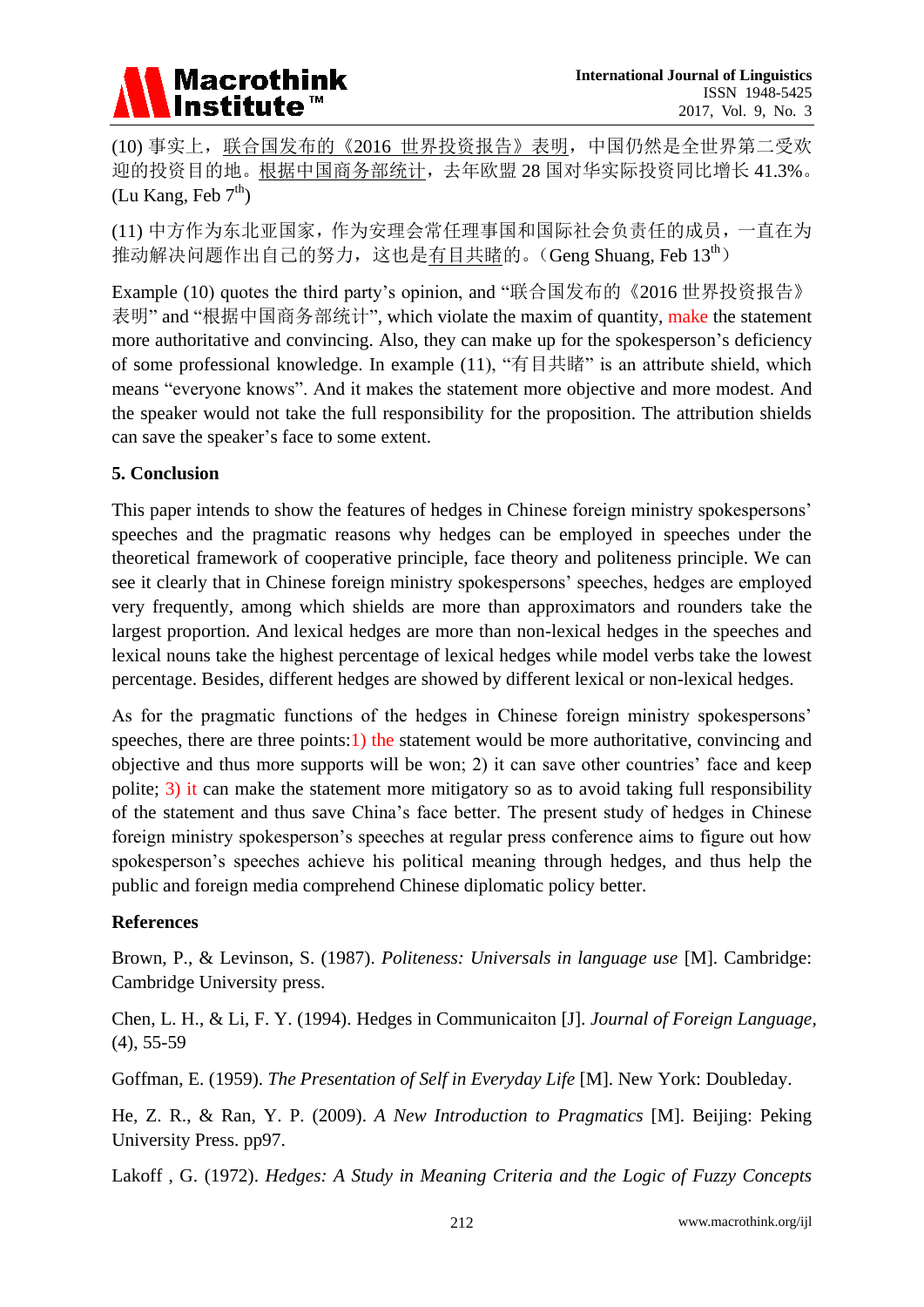(10) 事实上，联合国发布的《2016 世界投资报告》表明，中国仍然是全世界第二受欢迎的投资目的地。根据中国商务部统计，去年欧盟 28 国对华实际投资同比增长 41.3%。(Lu Kang, Feb 7th)

(11) 中方作为东北亚国家，作为安理会常任理事国和国际社会负责任的成员，一直在为推动解决问题作出自己的努力，这也是有目共睹的。（Geng Shuang, Feb 13th）

Example (10) quotes the third party's opinion, and "联合国发布的《2016 世界投资报告》表明" and "根据中国商务部统计", which violate the maxim of quantity, make the statement more authoritative and convincing. Also, they can make up for the spokesperson's deficiency of some professional knowledge. In example (11), "有目共睹" is an attribute shield, which means "everyone knows". And it makes the statement more objective and more modest. And the speaker would not take the full responsibility for the proposition. The attribution shields can save the speaker's face to some extent.

## 5. Conclusion

This paper intends to show the features of hedges in Chinese foreign ministry spokespersons' speeches and the pragmatic reasons why hedges can be employed in speeches under the theoretical framework of cooperative principle, face theory and politeness principle. We can see it clearly that in Chinese foreign ministry spokespersons' speeches, hedges are employed very frequently, among which shields are more than approximators and rounders take the largest proportion. And lexical hedges are more than non-lexical hedges in the speeches and lexical nouns take the highest percentage of lexical hedges while model verbs take the lowest percentage. Besides, different hedges are showed by different lexical or non-lexical hedges.

As for the pragmatic functions of the hedges in Chinese foreign ministry spokespersons' speeches, there are three points:1) the statement would be more authoritative, convincing and objective and thus more supports will be won; 2) it can save other countries' face and keep polite; 3) it can make the statement more mitigatory so as to avoid taking full responsibility of the statement and thus save China's face better. The present study of hedges in Chinese foreign ministry spokesperson's speeches at regular press conference aims to figure out how spokesperson's speeches achieve his political meaning through hedges, and thus help the public and foreign media comprehend Chinese diplomatic policy better.

## References

Brown, P., & Levinson, S. (1987). *Politeness: Universals in language use* [M]. Cambridge: Cambridge University press.

Chen, L. H., & Li, F. Y. (1994). Hedges in Communicaiton [J]. *Journal of Foreign Language*, (4), 55-59

Goffman, E. (1959). *The Presentation of Self in Everyday Life* [M]. New York: Doubleday.

He, Z. R., & Ran, Y. P. (2009). *A New Introduction to Pragmatics* [M]. Beijing: Peking University Press. pp97.

Lakoff , G. (1972). *Hedges: A Study in Meaning Criteria and the Logic of Fuzzy Concepts*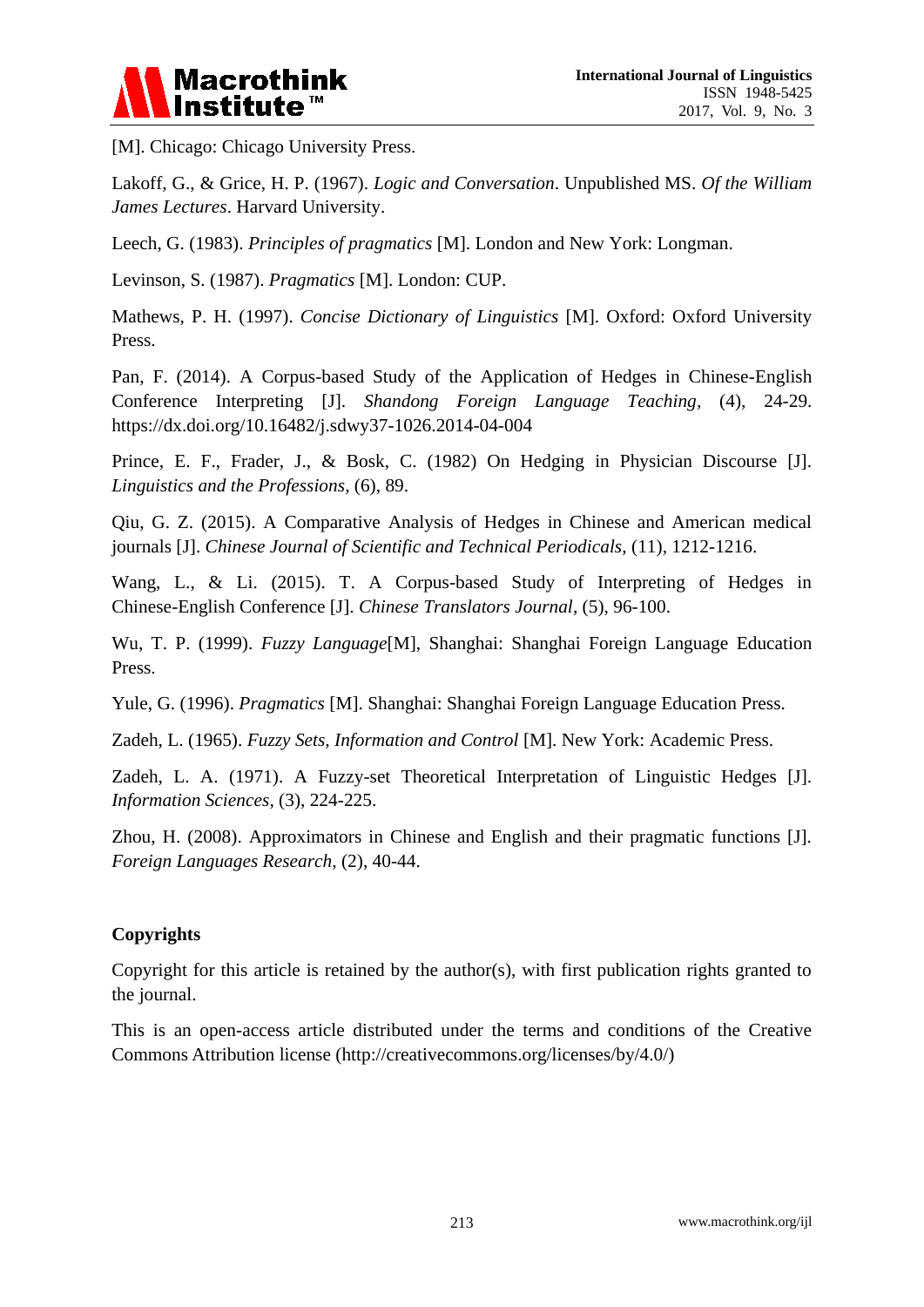[M]. Chicago: Chicago University Press.

Lakoff, G., & Grice, H. P. (1967). *Logic and Conversation*. Unpublished MS. *Of the William James Lectures*. Harvard University.

Leech, G. (1983). *Principles of pragmatics* [M]. London and New York: Longman.

Levinson, S. (1987). *Pragmatics* [M]. London: CUP.

Mathews, P. H. (1997). *Concise Dictionary of Linguistics* [M]. Oxford: Oxford University Press.

Pan, F. (2014). A Corpus-based Study of the Application of Hedges in Chinese-English Conference Interpreting [J]. *Shandong Foreign Language Teaching*, (4), 24-29. https://dx.doi.org/10.16482/j.sdwy37-1026.2014-04-004

Prince, E. F., Frader, J., & Bosk, C. (1982) On Hedging in Physician Discourse [J]. *Linguistics and the Professions*, (6), 89.

Qiu, G. Z. (2015). A Comparative Analysis of Hedges in Chinese and American medical journals [J]. *Chinese Journal of Scientific and Technical Periodicals*, (11), 1212-1216.

Wang, L., & Li. (2015). T. A Corpus-based Study of Interpreting of Hedges in Chinese-English Conference [J]. *Chinese Translators Journal*, (5), 96-100.

Wu, T. P. (1999). *Fuzzy Language*[M], Shanghai: Shanghai Foreign Language Education Press.

Yule, G. (1996). *Pragmatics* [M]. Shanghai: Shanghai Foreign Language Education Press.

Zadeh, L. (1965). *Fuzzy Sets, Information and Control* [M]. New York: Academic Press.

Zadeh, L. A. (1971). A Fuzzy-set Theoretical Interpretation of Linguistic Hedges [J]. *Information Sciences*, (3), 224-225.

Zhou, H. (2008). Approximators in Chinese and English and their pragmatic functions [J]. *Foreign Languages Research*, (2), 40-44.

## Copyrights

Copyright for this article is retained by the author(s), with first publication rights granted to the journal.

This is an open-access article distributed under the terms and conditions of the Creative Commons Attribution license (http://creativecommons.org/licenses/by/4.0/)